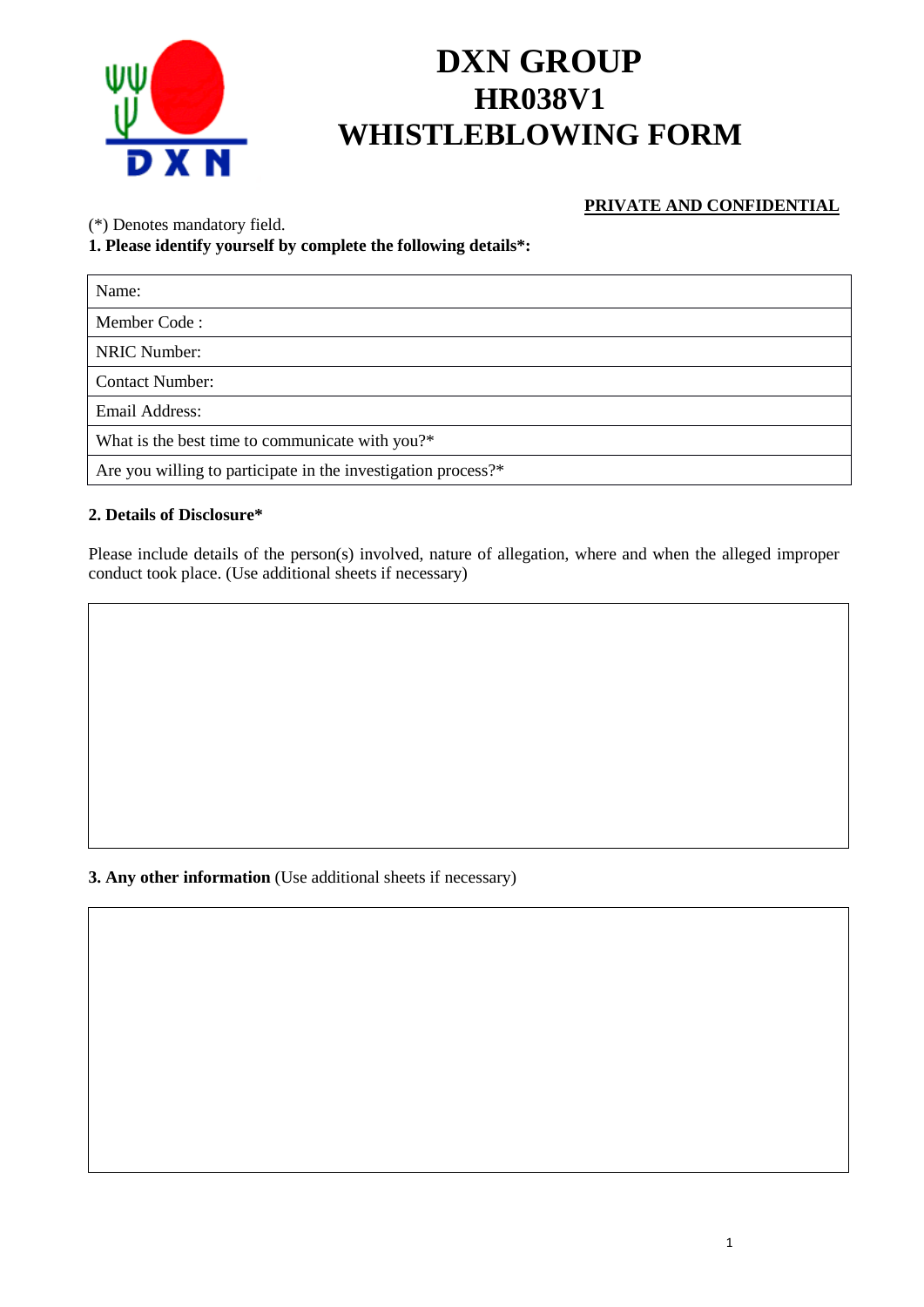# DXN GROUP
# HR038V1
# WHISTLEBLOWING FORM

**PRIVATE AND CONFIDENTIAL**

(*) Denotes mandatory field.

**1. Please identify yourself by complete the following details*:**

| Name: |
|---|
| Member Code : |
| NRIC Number: |
| Contact Number: |
| Email Address: |
| What is the best time to communicate with you?* |
| Are you willing to participate in the investigation process?* |

**2. Details of Disclosure***

Please include details of the person(s) involved, nature of allegation, where and when the alleged improper conduct took place. (Use additional sheets if necessary)

| |
|---|
| |

**3. Any other information** (Use additional sheets if necessary)

| |
|---|
| |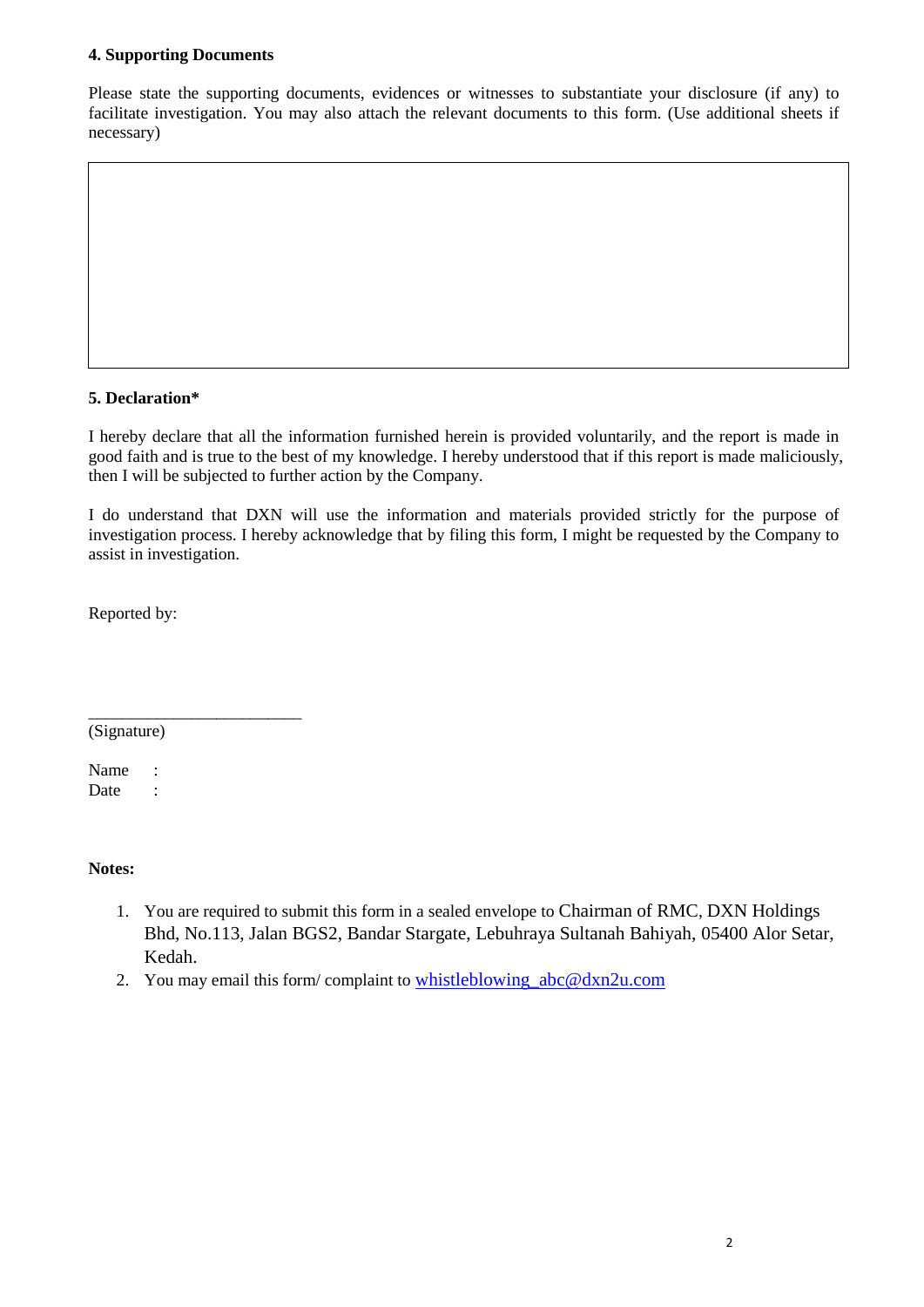**4. Supporting Documents**

Please state the supporting documents, evidences or witnesses to substantiate your disclosure (if any) to facilitate investigation. You may also attach the relevant documents to this form. (Use additional sheets if necessary)

| |
|---|
| |

**5. Declaration***

I hereby declare that all the information furnished herein is provided voluntarily, and the report is made in good faith and is true to the best of my knowledge. I hereby understood that if this report is made maliciously, then I will be subjected to further action by the Company.

I do understand that DXN will use the information and materials provided strictly for the purpose of investigation process. I hereby acknowledge that by filing this form, I might be requested by the Company to assist in investigation.

Reported by:

_________________________
(Signature)

Name :
Date :

**Notes:**

1. You are required to submit this form in a sealed envelope to Chairman of RMC, DXN Holdings Bhd, No.113, Jalan BGS2, Bandar Stargate, Lebuhraya Sultanah Bahiyah, 05400 Alor Setar, Kedah.
2. You may email this form/ complaint to [whistleblowing_abc@dxn2u.com](mailto:whistleblowing_abc@dxn2u.com)